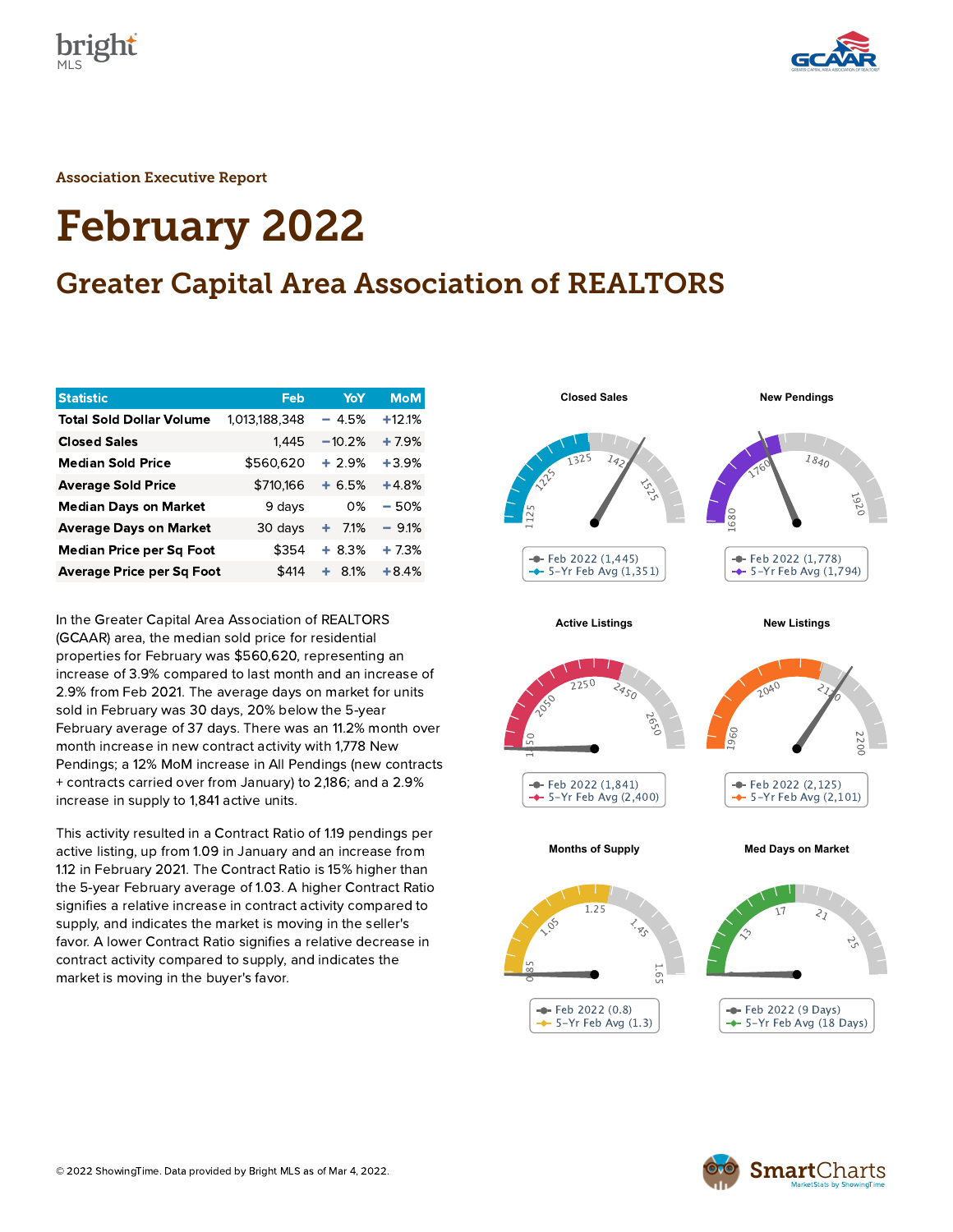Association Executive Report

# February 2022

## Greater Capital Area Association of REALTORS

| Statistic | Feb | YoY | MoM |
|---|---|---|---|
| Total Sold Dollar Volume | 1,013,188,348 | − 4.5% | +12.1% |
| Closed Sales | 1,445 | −10.2% | + 7.9% |
| Median Sold Price | $560,620 | + 2.9% | +3.9% |
| Average Sold Price | $710,166 | + 6.5% | +4.8% |
| Median Days on Market | 9 days | 0% | − 50% |
| Average Days on Market | 30 days | + 7.1% | − 9.1% |
| Median Price per Sq Foot | $354 | + 8.3% | + 7.3% |
| Average Price per Sq Foot | $414 | + 8.1% | +8.4% |

In the Greater Capital Area Association of REALTORS (GCAAR) area, the median sold price for residential properties for February was $560,620, representing an increase of 3.9% compared to last month and an increase of 2.9% from Feb 2021. The average days on market for units sold in February was 30 days, 20% below the 5-year February average of 37 days. There was an 11.2% month over month increase in new contract activity with 1,778 New Pendings; a 12% MoM increase in All Pendings (new contracts + contracts carried over from January) to 2,186; and a 2.9% increase in supply to 1,841 active units.

This activity resulted in a Contract Ratio of 1.19 pendings per active listing, up from 1.09 in January and an increase from 1.12 in February 2021. The Contract Ratio is 15% higher than the 5-year February average of 1.03. A higher Contract Ratio signifies a relative increase in contract activity compared to supply, and indicates the market is moving in the seller's favor. A lower Contract Ratio signifies a relative decrease in contract activity compared to supply, and indicates the market is moving in the buyer's favor.

**Closed Sales**
- Feb 2022 (1,445)
- 5-Yr Feb Avg (1,351)

**New Pendings**
- Feb 2022 (1,778)
- 5-Yr Feb Avg (1,794)

**Active Listings**
- Feb 2022 (1,841)
- 5-Yr Feb Avg (2,400)

**New Listings**
- Feb 2022 (2,125)
- 5-Yr Feb Avg (2,101)

**Months of Supply**
- Feb 2022 (0.8)
- 5-Yr Feb Avg (1.3)

**Med Days on Market**
- Feb 2022 (9 Days)
- 5-Yr Feb Avg (18 Days)

© 2022 ShowingTime. Data provided by Bright MLS as of Mar 4, 2022.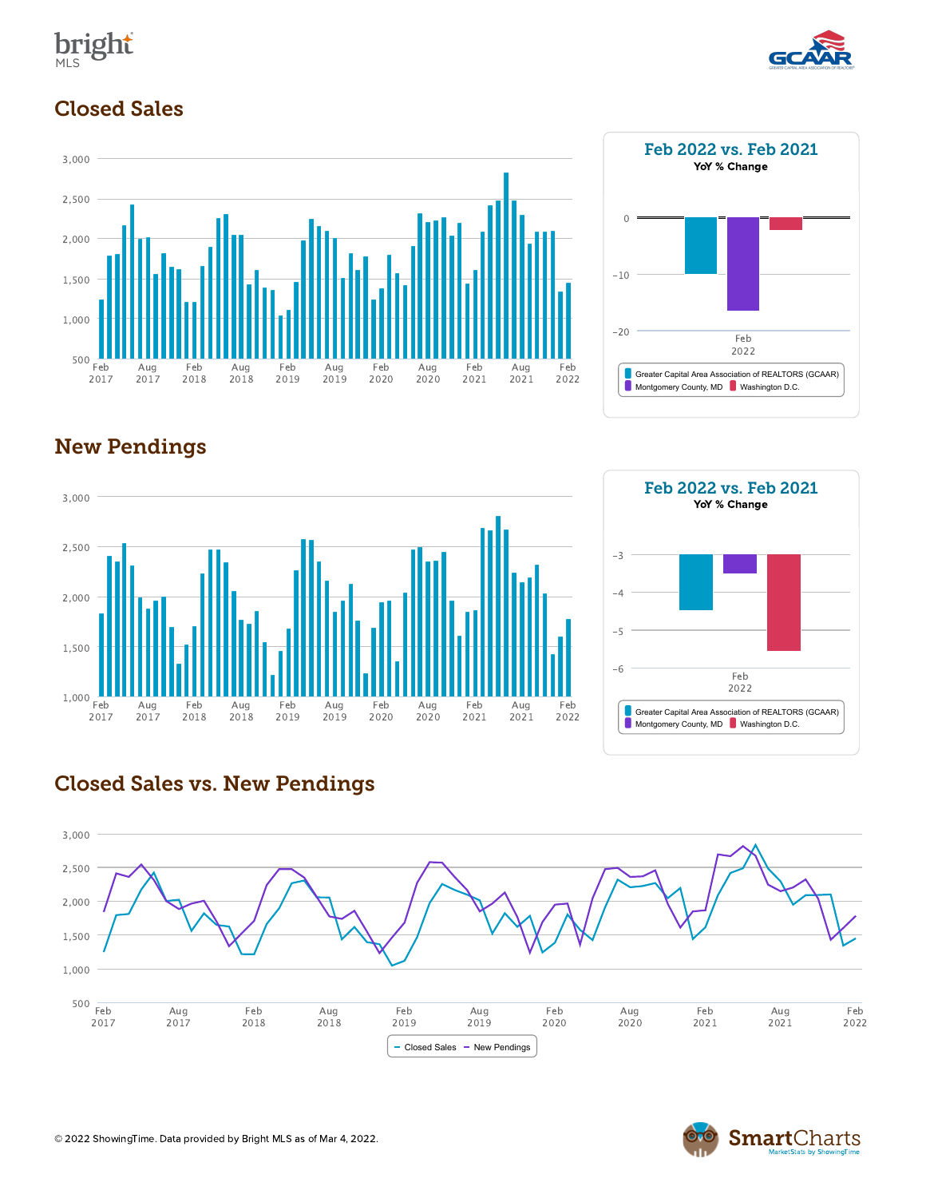## Closed Sales

**Feb 2022 vs. Feb 2021**
YoY % Change

Greater Capital Area Association of REALTORS (GCAAR) | Montgomery County, MD | Washington D.C.

## New Pendings

**Feb 2022 vs. Feb 2021**
YoY % Change

Greater Capital Area Association of REALTORS (GCAAR) | Montgomery County, MD | Washington D.C.

## Closed Sales vs. New Pendings

Closed Sales | New Pendings

© 2022 ShowingTime. Data provided by Bright MLS as of Mar 4, 2022.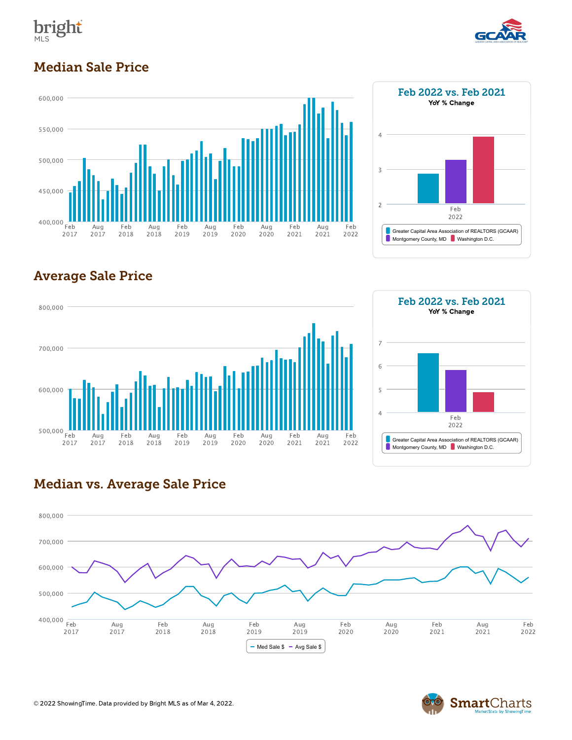# Median Sale Price

600,000
550,000
500,000
450,000
400,000

Feb 2017 | Aug 2017 | Feb 2018 | Aug 2018 | Feb 2019 | Aug 2019 | Feb 2020 | Aug 2020 | Feb 2021 | Aug 2021 | Feb 2022

## Feb 2022 vs. Feb 2021

**YoY % Change**

4
3
2

Feb 2022

- Greater Capital Area Association of REALTORS (GCAAR)
- Montgomery County, MD
- Washington D.C.

# Average Sale Price

800,000
700,000
600,000
500,000

Feb 2017 | Aug 2017 | Feb 2018 | Aug 2018 | Feb 2019 | Aug 2019 | Feb 2020 | Aug 2020 | Feb 2021 | Aug 2021 | Feb 2022

## Feb 2022 vs. Feb 2021

**YoY % Change**

7
6
5
4

Feb 2022

- Greater Capital Area Association of REALTORS (GCAAR)
- Montgomery County, MD
- Washington D.C.

# Median vs. Average Sale Price

800,000
700,000
600,000
500,000
400,000

Feb 2017 | Aug 2017 | Feb 2018 | Aug 2018 | Feb 2019 | Aug 2019 | Feb 2020 | Aug 2020 | Feb 2021 | Aug 2021 | Feb 2022

- Med Sale $
- Avg Sale $

© 2022 ShowingTime. Data provided by Bright MLS as of Mar 4, 2022.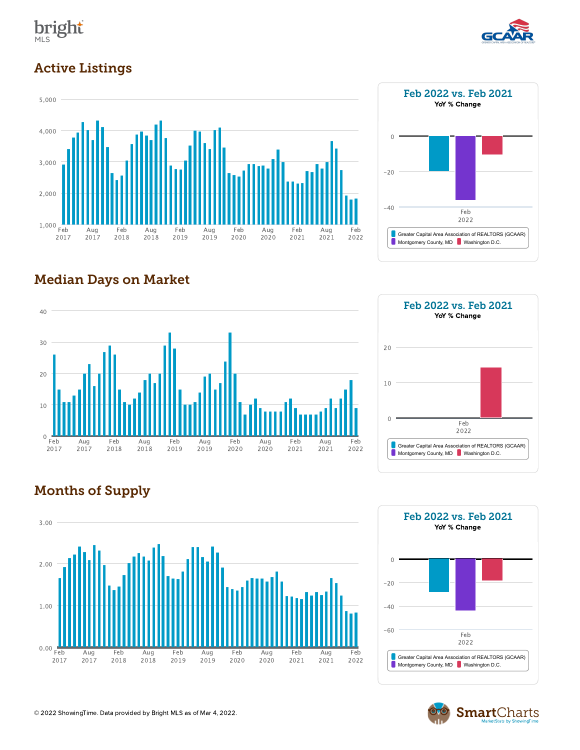## Active Listings

5,000
4,000
3,000
2,000
1,000

Feb 2017 Aug 2017 Feb 2018 Aug 2018 Feb 2019 Aug 2019 Feb 2020 Aug 2020 Feb 2021 Aug 2021 Feb 2022

**Feb 2022 vs. Feb 2021**
**YoY % Change**

0
-20
-40

Feb 2022

Greater Capital Area Association of REALTORS (GCAAR)
Montgomery County, MD
Washington D.C.

## Median Days on Market

40
30
20
10
0

Feb 2017 Aug 2017 Feb 2018 Aug 2018 Feb 2019 Aug 2019 Feb 2020 Aug 2020 Feb 2021 Aug 2021 Feb 2022

**Feb 2022 vs. Feb 2021**
**YoY % Change**

20
10
0

Feb 2022

Greater Capital Area Association of REALTORS (GCAAR)
Montgomery County, MD
Washington D.C.

## Months of Supply

3.00
2.00
1.00
0.00

Feb 2017 Aug 2017 Feb 2018 Aug 2018 Feb 2019 Aug 2019 Feb 2020 Aug 2020 Feb 2021 Aug 2021 Feb 2022

**Feb 2022 vs. Feb 2021**
**YoY % Change**

0
-20
-40
-60

Feb 2022

Greater Capital Area Association of REALTORS (GCAAR)
Montgomery County, MD
Washington D.C.

© 2022 ShowingTime. Data provided by Bright MLS as of Mar 4, 2022.